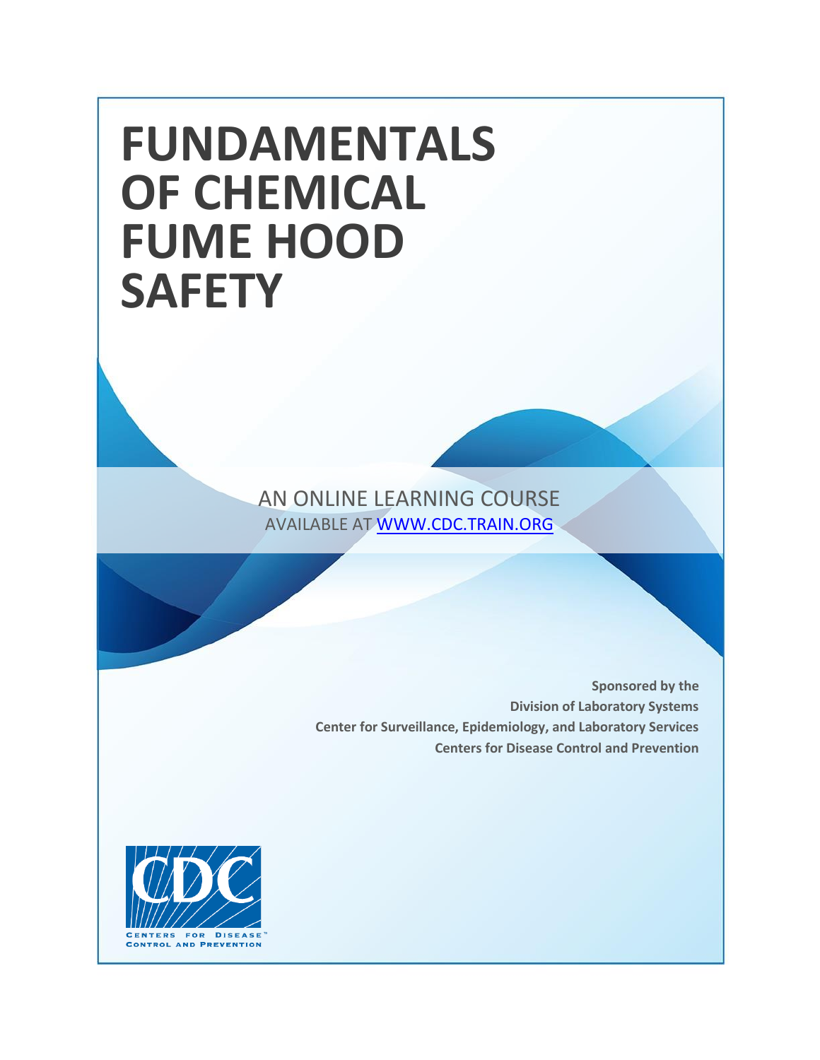# FUNDAMENTALS OF CHEMICAL FUME HOOD SAFETY

AN ONLINE LEARNING COURSE

AVAILABLE AT [WWW.CDC.TRAIN.ORG](http://www.cdc.train.org)

**Sponsored by the**

**Division of Laboratory Systems**

**Center for Surveillance, Epidemiology, and Laboratory Services**

**Centers for Disease Control and Prevention**

CDC

CENTERS FOR DISEASE CONTROL AND PREVENTION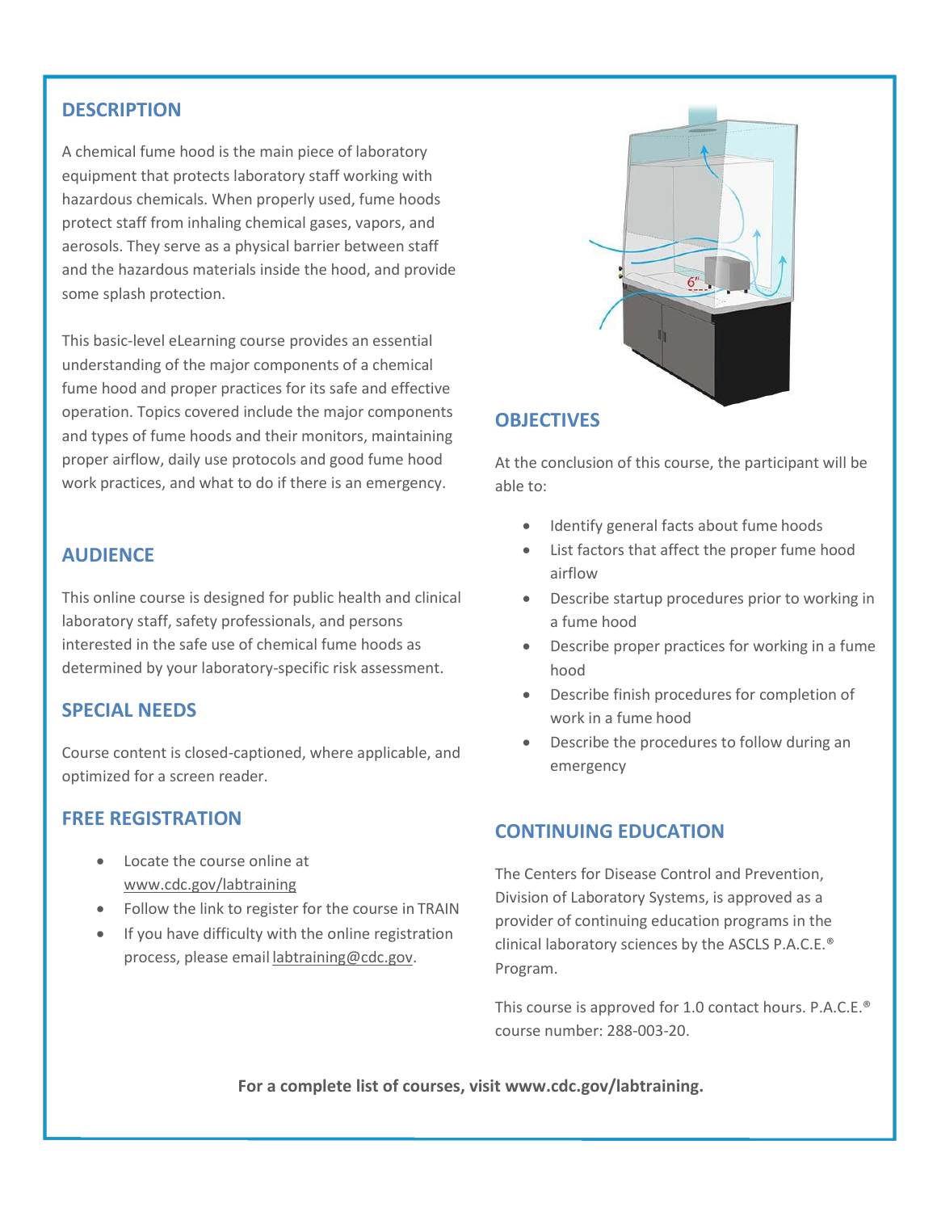## DESCRIPTION

A chemical fume hood is the main piece of laboratory equipment that protects laboratory staff working with hazardous chemicals. When properly used, fume hoods protect staff from inhaling chemical gases, vapors, and aerosols. They serve as a physical barrier between staff and the hazardous materials inside the hood, and provide some splash protection.

This basic-level eLearning course provides an essential understanding of the major components of a chemical fume hood and proper practices for its safe and effective operation. Topics covered include the major components and types of fume hoods and their monitors, maintaining proper airflow, daily use protocols and good fume hood work practices, and what to do if there is an emergency.

## AUDIENCE

This online course is designed for public health and clinical laboratory staff, safety professionals, and persons interested in the safe use of chemical fume hoods as determined by your laboratory-specific risk assessment.

## SPECIAL NEEDS

Course content is closed-captioned, where applicable, and optimized for a screen reader.

## FREE REGISTRATION

- Locate the course online at www.cdc.gov/labtraining
- Follow the link to register for the course in TRAIN
- If you have difficulty with the online registration process, please email labtraining@cdc.gov.

## OBJECTIVES

At the conclusion of this course, the participant will be able to:

- Identify general facts about fume hoods
- List factors that affect the proper fume hood airflow
- Describe startup procedures prior to working in a fume hood
- Describe proper practices for working in a fume hood
- Describe finish procedures for completion of work in a fume hood
- Describe the procedures to follow during an emergency

## CONTINUING EDUCATION

The Centers for Disease Control and Prevention, Division of Laboratory Systems, is approved as a provider of continuing education programs in the clinical laboratory sciences by the ASCLS P.A.C.E.® Program.

This course is approved for 1.0 contact hours. P.A.C.E.® course number: 288-003-20.

**For a complete list of courses, visit www.cdc.gov/labtraining.**